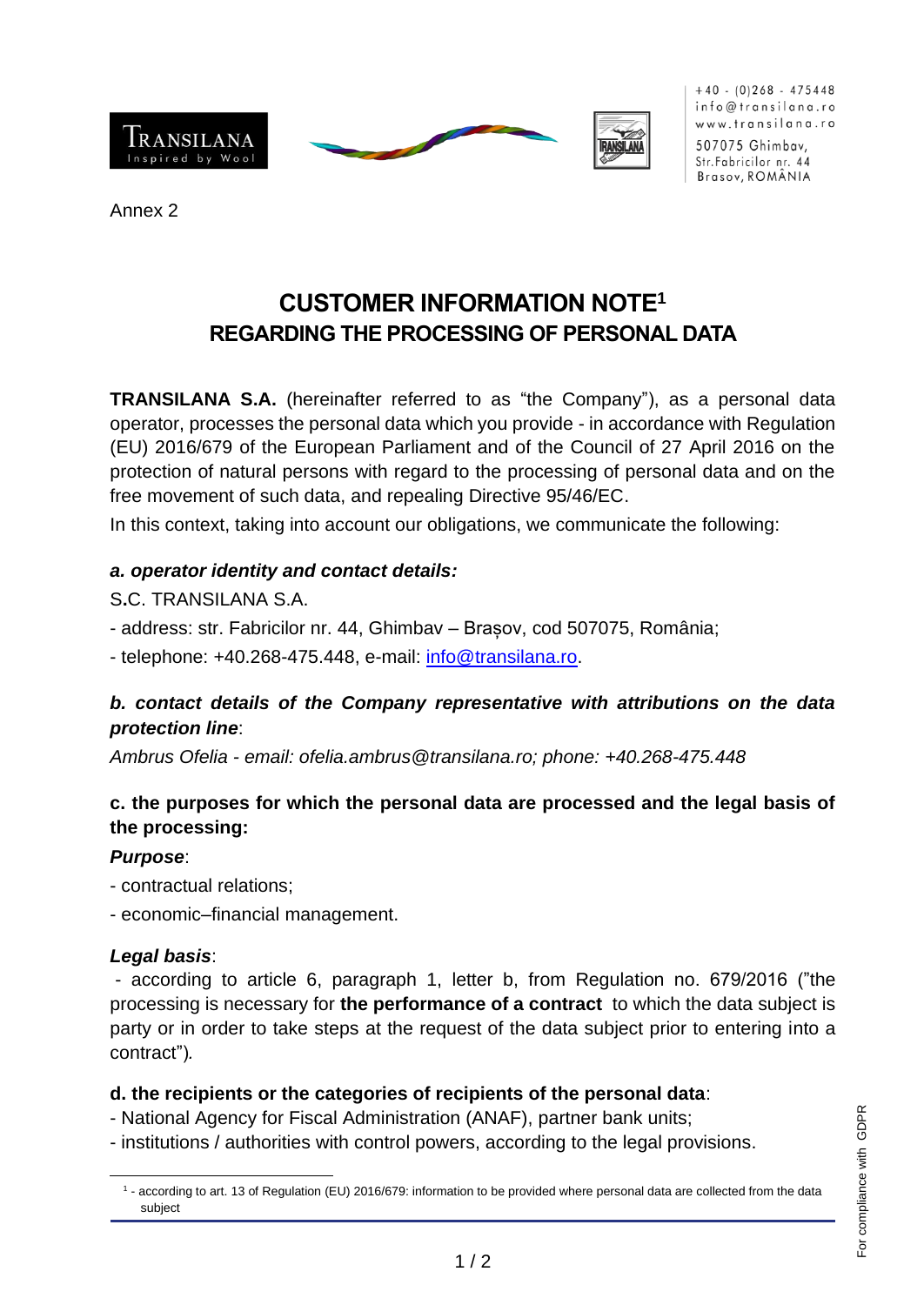Annex 2

# CUSTOMER INFORMATION NOTE[1]
## REGARDING THE PROCESSING OF PERSONAL DATA

**TRANSILANA S.A.** (hereinafter referred to as "the Company"), as a personal data operator, processes the personal data which you provide - in accordance with Regulation (EU) 2016/679 of the European Parliament and of the Council of 27 April 2016 on the protection of natural persons with regard to the processing of personal data and on the free movement of such data, and repealing Directive 95/46/EC.

In this context, taking into account our obligations, we communicate the following:

### *a. operator identity and contact details:*

S**.**C. TRANSILANA S.A.

- address: str. Fabricilor nr. 44, Ghimbav – Brașov, cod 507075, România;
- telephone: +40.268-475.448, e-mail: info@transilana.ro.

### *b. contact details of the Company representative with attributions on the data protection line*:

*Ambrus Ofelia - email: ofelia.ambrus@transilana.ro; phone: +40.268-475.448*

### c. the purposes for which the personal data are processed and the legal basis of the processing:

***Purpose***:

- contractual relations;
- economic–financial management.

***Legal basis***:

- according to article 6, paragraph 1, letter b, from Regulation no. 679/2016 ("the processing is necessary for **the performance of a contract** to which the data subject is party or in order to take steps at the request of the data subject prior to entering into a contract")*.*

### d. the recipients or the categories of recipients of the personal data:

- National Agency for Fiscal Administration (ANAF), partner bank units;
- institutions / authorities with control powers, according to the legal provisions.

[1] - according to art. 13 of Regulation (EU) 2016/679: information to be provided where personal data are collected from the data subject

For compliance with GDPR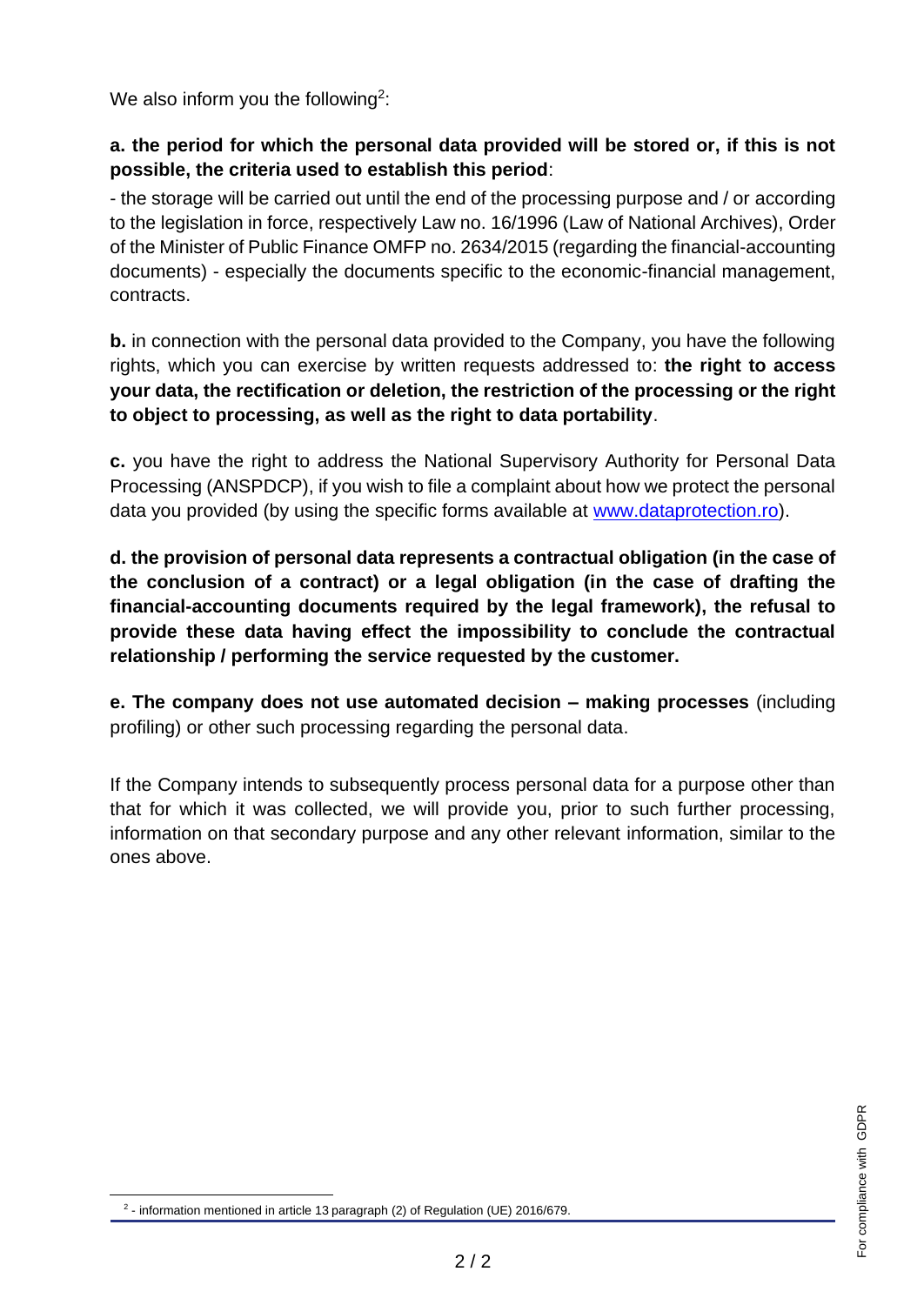We also inform you the following[2]:

**a. the period for which the personal data provided will be stored or, if this is not possible, the criteria used to establish this period**:

- the storage will be carried out until the end of the processing purpose and / or according to the legislation in force, respectively Law no. 16/1996 (Law of National Archives), Order of the Minister of Public Finance OMFP no. 2634/2015 (regarding the financial-accounting documents) - especially the documents specific to the economic-financial management, contracts.

**b.** in connection with the personal data provided to the Company, you have the following rights, which you can exercise by written requests addressed to: **the right to access your data, the rectification or deletion, the restriction of the processing or the right to object to processing, as well as the right to data portability**.

**c.** you have the right to address the National Supervisory Authority for Personal Data Processing (ANSPDCP), if you wish to file a complaint about how we protect the personal data you provided (by using the specific forms available at [www.dataprotection.ro](http://www.dataprotection.ro)).

**d. the provision of personal data represents a contractual obligation (in the case of the conclusion of a contract) or a legal obligation (in the case of drafting the financial-accounting documents required by the legal framework), the refusal to provide these data having effect the impossibility to conclude the contractual relationship / performing the service requested by the customer.**

**e. The company does not use automated decision – making processes** (including profiling) or other such processing regarding the personal data.

If the Company intends to subsequently process personal data for a purpose other than that for which it was collected, we will provide you, prior to such further processing, information on that secondary purpose and any other relevant information, similar to the ones above.

[2] - information mentioned in article 13 paragraph (2) of Regulation (UE) 2016/679.

For compliance with GDPR